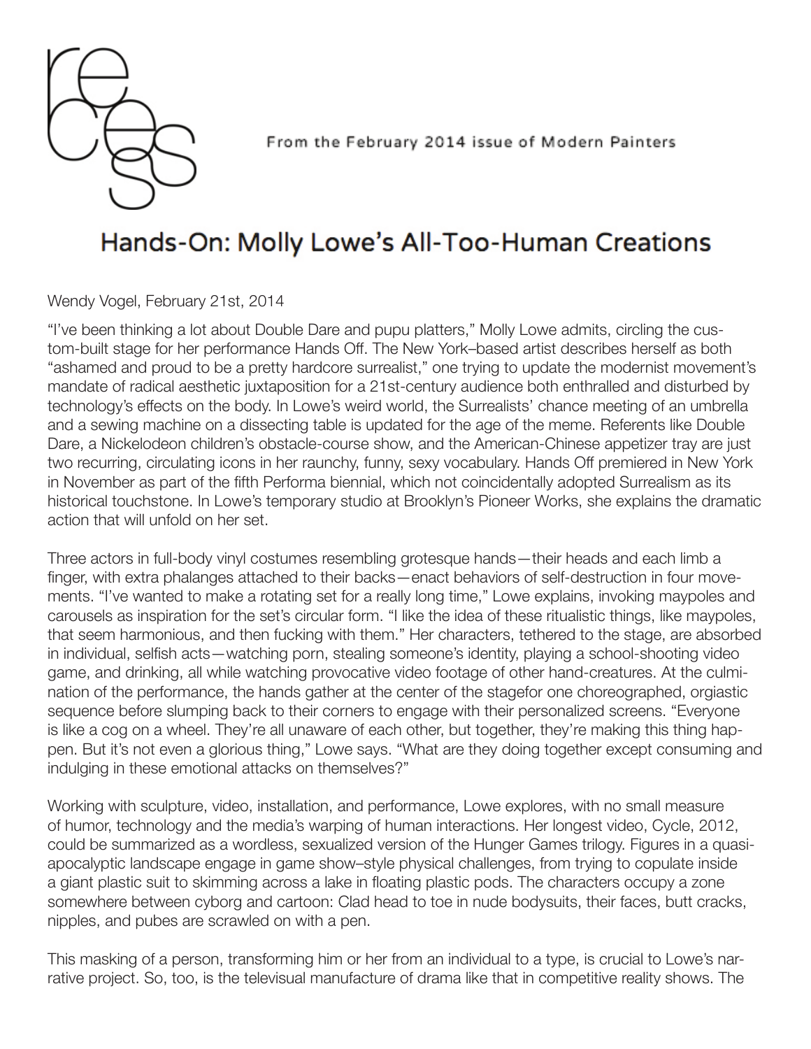From the February 2014 issue of Modern Painters

# Hands-On: Molly Lowe's All-Too-Human Creations

Wendy Vogel, February 21st, 2014

"I've been thinking a lot about Double Dare and pupu platters," Molly Lowe admits, circling the custom-built stage for her performance Hands Off. The New York–based artist describes herself as both "ashamed and proud to be a pretty hardcore surrealist," one trying to update the modernist movement's mandate of radical aesthetic juxtaposition for a 21st-century audience both enthralled and disturbed by technology's effects on the body. In Lowe's weird world, the Surrealists' chance meeting of an umbrella and a sewing machine on a dissecting table is updated for the age of the meme. Referents like Double Dare, a Nickelodeon children's obstacle-course show, and the American-Chinese appetizer tray are just two recurring, circulating icons in her raunchy, funny, sexy vocabulary. Hands Off premiered in New York in November as part of the fifth Performa biennial, which not coincidentally adopted Surrealism as its historical touchstone. In Lowe's temporary studio at Brooklyn's Pioneer Works, she explains the dramatic action that will unfold on her set.

Three actors in full-body vinyl costumes resembling grotesque hands—their heads and each limb a finger, with extra phalanges attached to their backs—enact behaviors of self-destruction in four movements. "I've wanted to make a rotating set for a really long time," Lowe explains, invoking maypoles and carousels as inspiration for the set's circular form. "I like the idea of these ritualistic things, like maypoles, that seem harmonious, and then fucking with them." Her characters, tethered to the stage, are absorbed in individual, selfish acts—watching porn, stealing someone's identity, playing a school-shooting video game, and drinking, all while watching provocative video footage of other hand-creatures. At the culmination of the performance, the hands gather at the center of the stagefor one choreographed, orgiastic sequence before slumping back to their corners to engage with their personalized screens. "Everyone is like a cog on a wheel. They're all unaware of each other, but together, they're making this thing happen. But it's not even a glorious thing," Lowe says. "What are they doing together except consuming and indulging in these emotional attacks on themselves?"

Working with sculpture, video, installation, and performance, Lowe explores, with no small measure of humor, technology and the media's warping of human interactions. Her longest video, Cycle, 2012, could be summarized as a wordless, sexualized version of the Hunger Games trilogy. Figures in a quasi-apocalyptic landscape engage in game show–style physical challenges, from trying to copulate inside a giant plastic suit to skimming across a lake in floating plastic pods. The characters occupy a zone somewhere between cyborg and cartoon: Clad head to toe in nude bodysuits, their faces, butt cracks, nipples, and pubes are scrawled on with a pen.

This masking of a person, transforming him or her from an individual to a type, is crucial to Lowe's narrative project. So, too, is the televisual manufacture of drama like that in competitive reality shows. The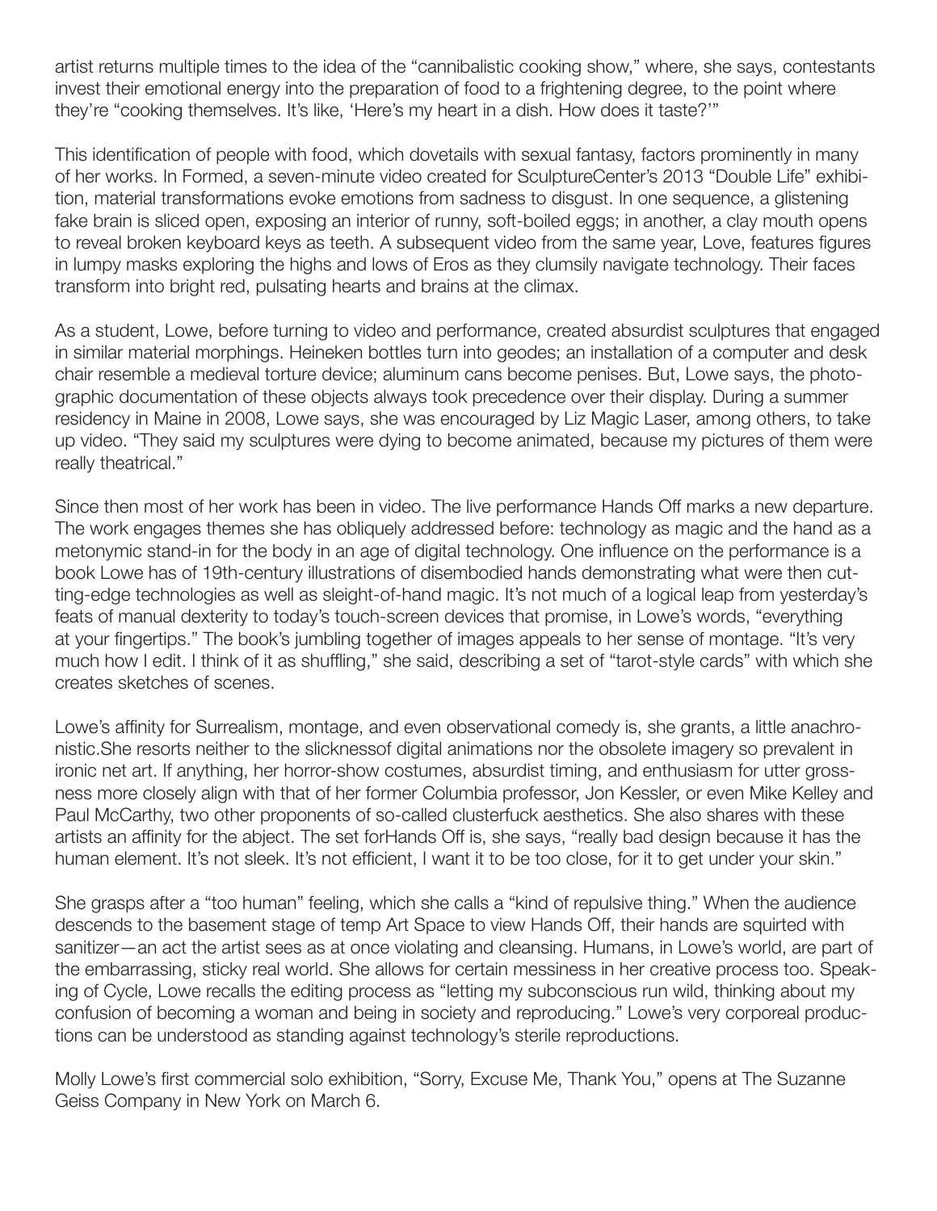artist returns multiple times to the idea of the "cannibalistic cooking show," where, she says, contestants invest their emotional energy into the preparation of food to a frightening degree, to the point where they're "cooking themselves. It's like, 'Here's my heart in a dish. How does it taste?'"

This identification of people with food, which dovetails with sexual fantasy, factors prominently in many of her works. In Formed, a seven-minute video created for SculptureCenter's 2013 "Double Life" exhibition, material transformations evoke emotions from sadness to disgust. In one sequence, a glistening fake brain is sliced open, exposing an interior of runny, soft-boiled eggs; in another, a clay mouth opens to reveal broken keyboard keys as teeth. A subsequent video from the same year, Love, features figures in lumpy masks exploring the highs and lows of Eros as they clumsily navigate technology. Their faces transform into bright red, pulsating hearts and brains at the climax.

As a student, Lowe, before turning to video and performance, created absurdist sculptures that engaged in similar material morphings. Heineken bottles turn into geodes; an installation of a computer and desk chair resemble a medieval torture device; aluminum cans become penises. But, Lowe says, the photographic documentation of these objects always took precedence over their display. During a summer residency in Maine in 2008, Lowe says, she was encouraged by Liz Magic Laser, among others, to take up video. "They said my sculptures were dying to become animated, because my pictures of them were really theatrical."

Since then most of her work has been in video. The live performance Hands Off marks a new departure. The work engages themes she has obliquely addressed before: technology as magic and the hand as a metonymic stand-in for the body in an age of digital technology. One influence on the performance is a book Lowe has of 19th-century illustrations of disembodied hands demonstrating what were then cutting-edge technologies as well as sleight-of-hand magic. It's not much of a logical leap from yesterday's feats of manual dexterity to today's touch-screen devices that promise, in Lowe's words, "everything at your fingertips." The book's jumbling together of images appeals to her sense of montage. "It's very much how I edit. I think of it as shuffling," she said, describing a set of "tarot-style cards" with which she creates sketches of scenes.

Lowe's affinity for Surrealism, montage, and even observational comedy is, she grants, a little anachronistic.She resorts neither to the slicknessof digital animations nor the obsolete imagery so prevalent in ironic net art. If anything, her horror-show costumes, absurdist timing, and enthusiasm for utter grossness more closely align with that of her former Columbia professor, Jon Kessler, or even Mike Kelley and Paul McCarthy, two other proponents of so-called clusterfuck aesthetics. She also shares with these artists an affinity for the abject. The set forHands Off is, she says, "really bad design because it has the human element. It's not sleek. It's not efficient, I want it to be too close, for it to get under your skin."

She grasps after a "too human" feeling, which she calls a "kind of repulsive thing." When the audience descends to the basement stage of temp Art Space to view Hands Off, their hands are squirted with sanitizer—an act the artist sees as at once violating and cleansing. Humans, in Lowe's world, are part of the embarrassing, sticky real world. She allows for certain messiness in her creative process too. Speaking of Cycle, Lowe recalls the editing process as "letting my subconscious run wild, thinking about my confusion of becoming a woman and being in society and reproducing." Lowe's very corporeal productions can be understood as standing against technology's sterile reproductions.

Molly Lowe's first commercial solo exhibition, "Sorry, Excuse Me, Thank You," opens at The Suzanne Geiss Company in New York on March 6.